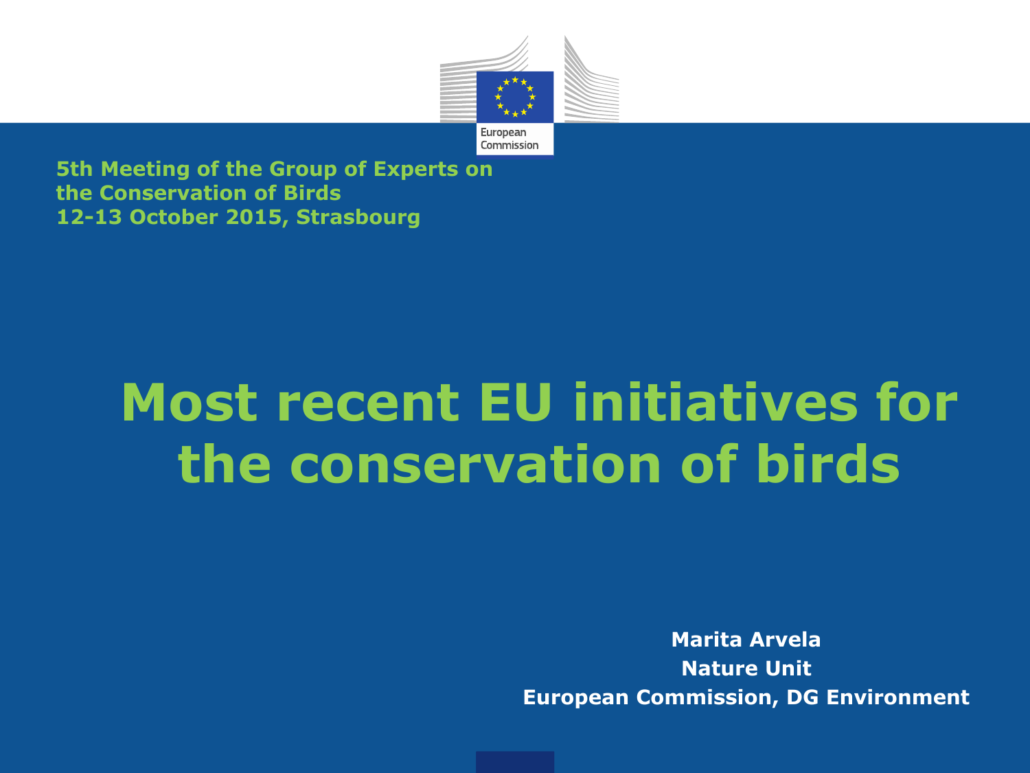5th Meeting of the Group of Experts on the Conservation of Birds
12-13 October 2015, Strasbourg

# Most recent EU initiatives for the conservation of birds

**Marita Arvela**
**Nature Unit**
**European Commission, DG Environment**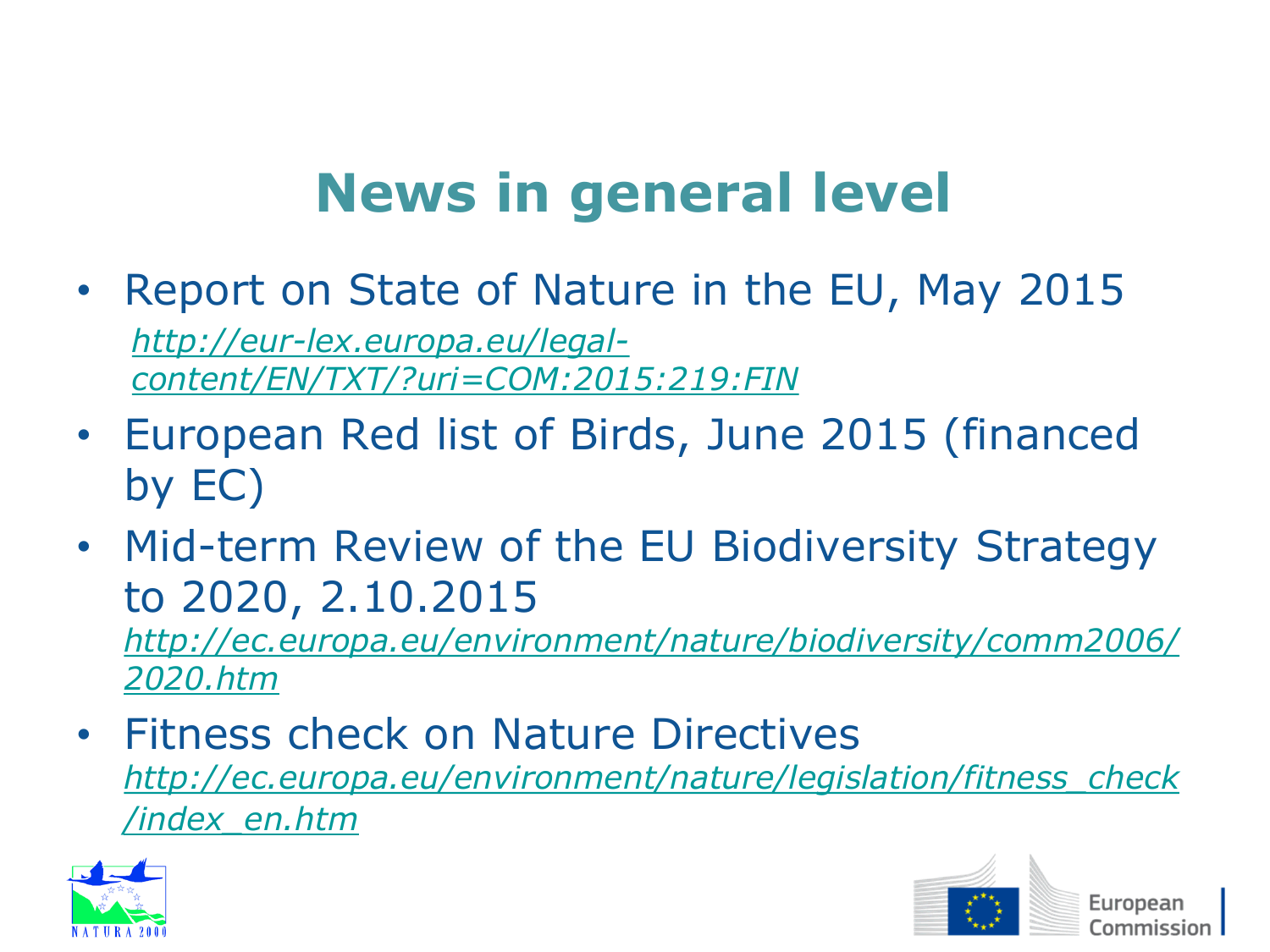# News in general level

- Report on State of Nature in the EU, May 2015
  *http://eur-lex.europa.eu/legal-content/EN/TXT/?uri=COM:2015:219:FIN*
- European Red list of Birds, June 2015 (financed by EC)
- Mid-term Review of the EU Biodiversity Strategy to 2020, 2.10.2015
  *http://ec.europa.eu/environment/nature/biodiversity/comm2006/2020.htm*
- Fitness check on Nature Directives
  *http://ec.europa.eu/environment/nature/legislation/fitness_check/index_en.htm*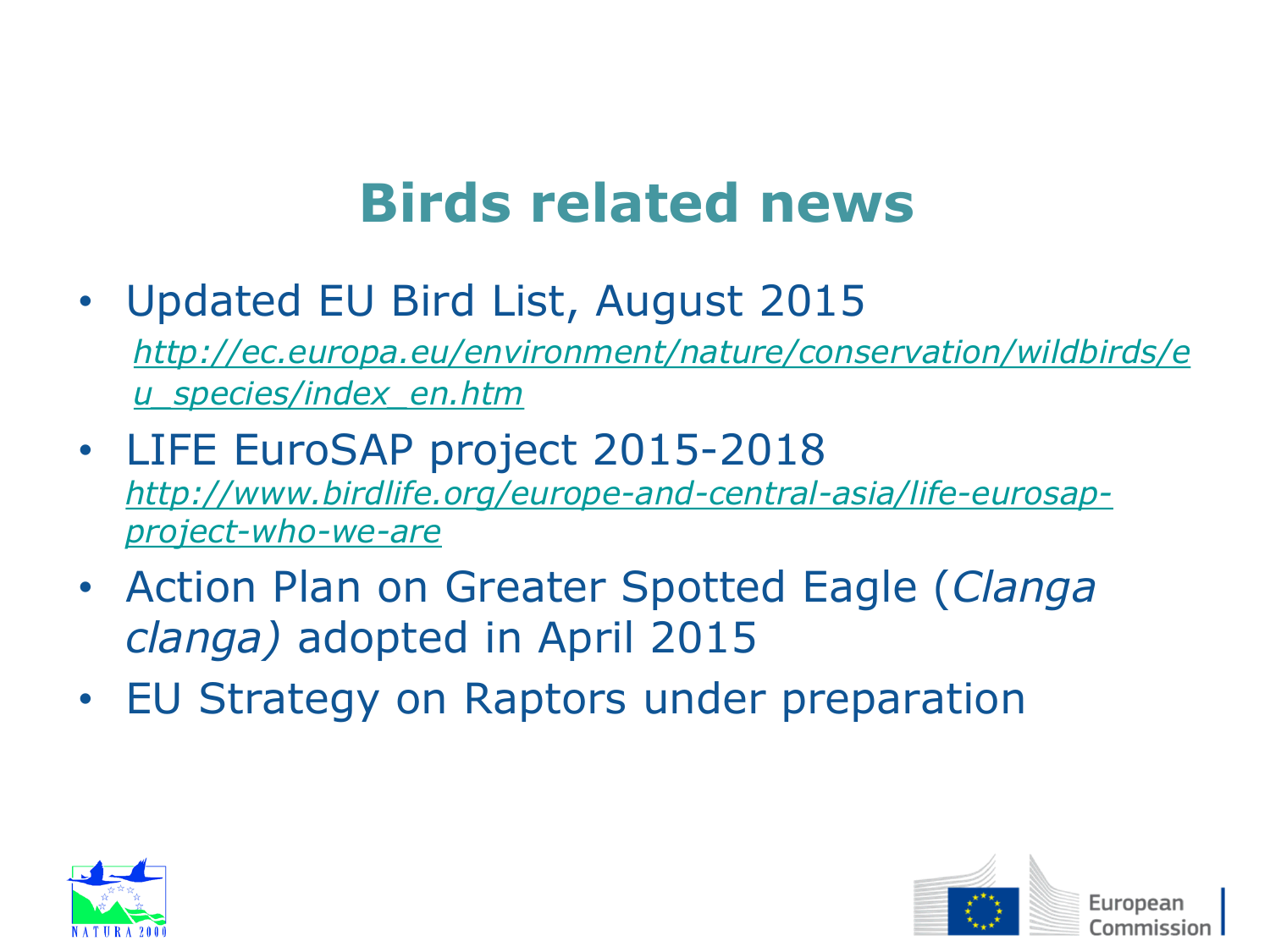# Birds related news

- Updated EU Bird List, August 2015
  *http://ec.europa.eu/environment/nature/conservation/wildbirds/eu_species/index_en.htm*
- LIFE EuroSAP project 2015-2018
  *http://www.birdlife.org/europe-and-central-asia/life-eurosap-project-who-we-are*
- Action Plan on Greater Spotted Eagle (*Clanga clanga)* adopted in April 2015
- EU Strategy on Raptors under preparation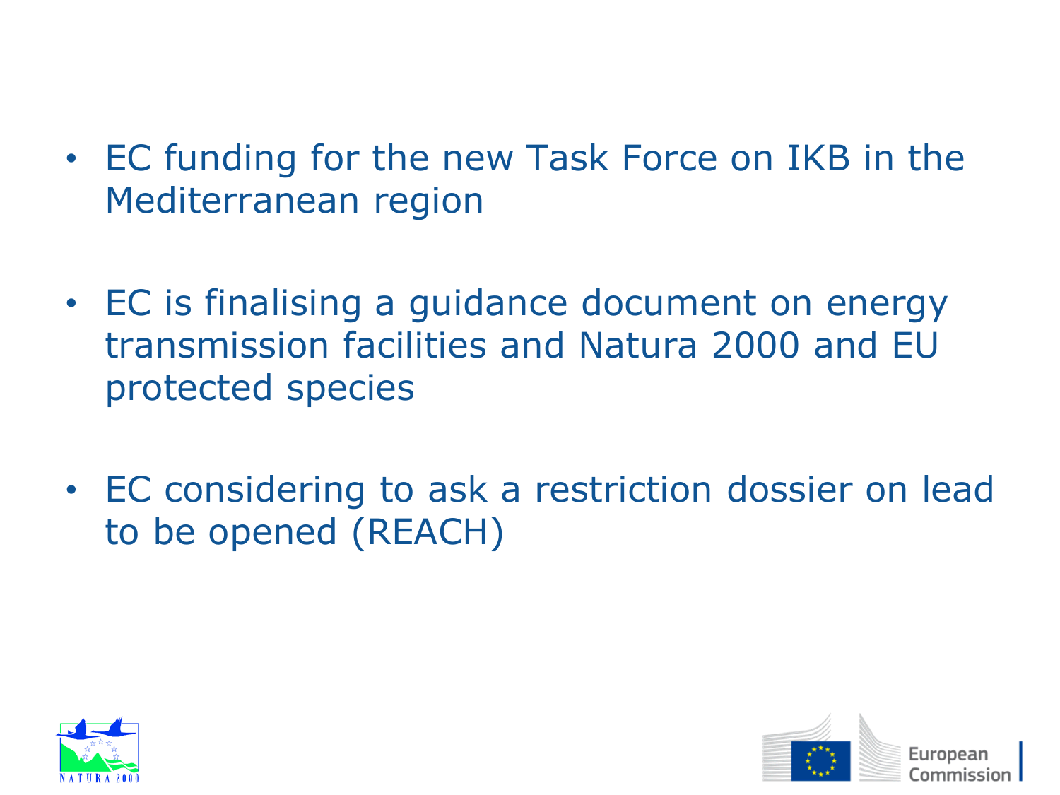- EC funding for the new Task Force on IKB in the Mediterranean region

- EC is finalising a guidance document on energy transmission facilities and Natura 2000 and EU protected species

- EC considering to ask a restriction dossier on lead to be opened (REACH)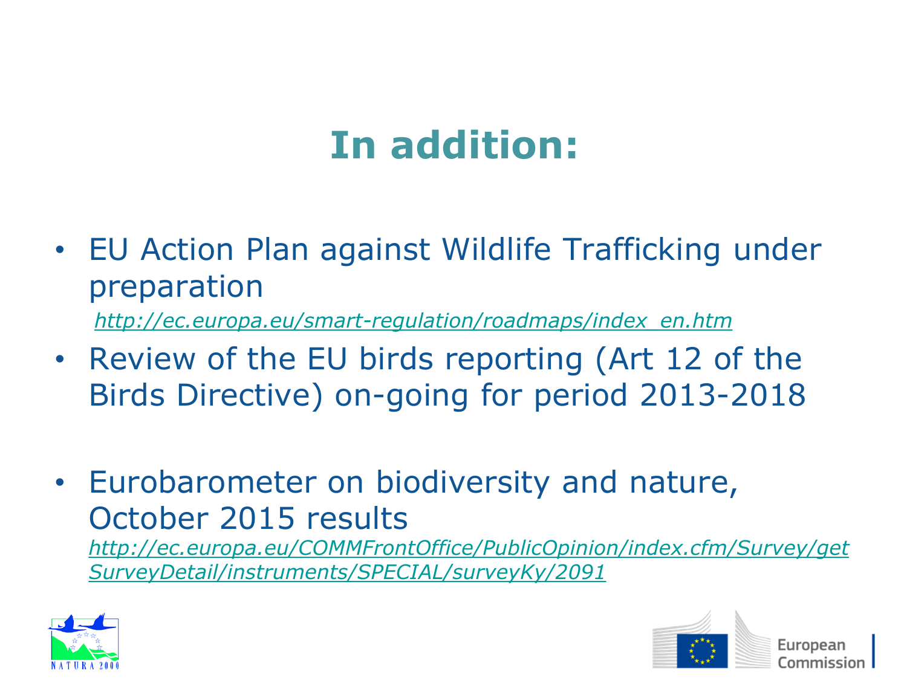# In addition:

- EU Action Plan against Wildlife Trafficking under preparation
  *http://ec.europa.eu/smart-regulation/roadmaps/index_en.htm*
- Review of the EU birds reporting (Art 12 of the Birds Directive) on-going for period 2013-2018
- Eurobarometer on biodiversity and nature, October 2015 results
  *http://ec.europa.eu/COMMFrontOffice/PublicOpinion/index.cfm/Survey/getSurveyDetail/instruments/SPECIAL/surveyKy/2091*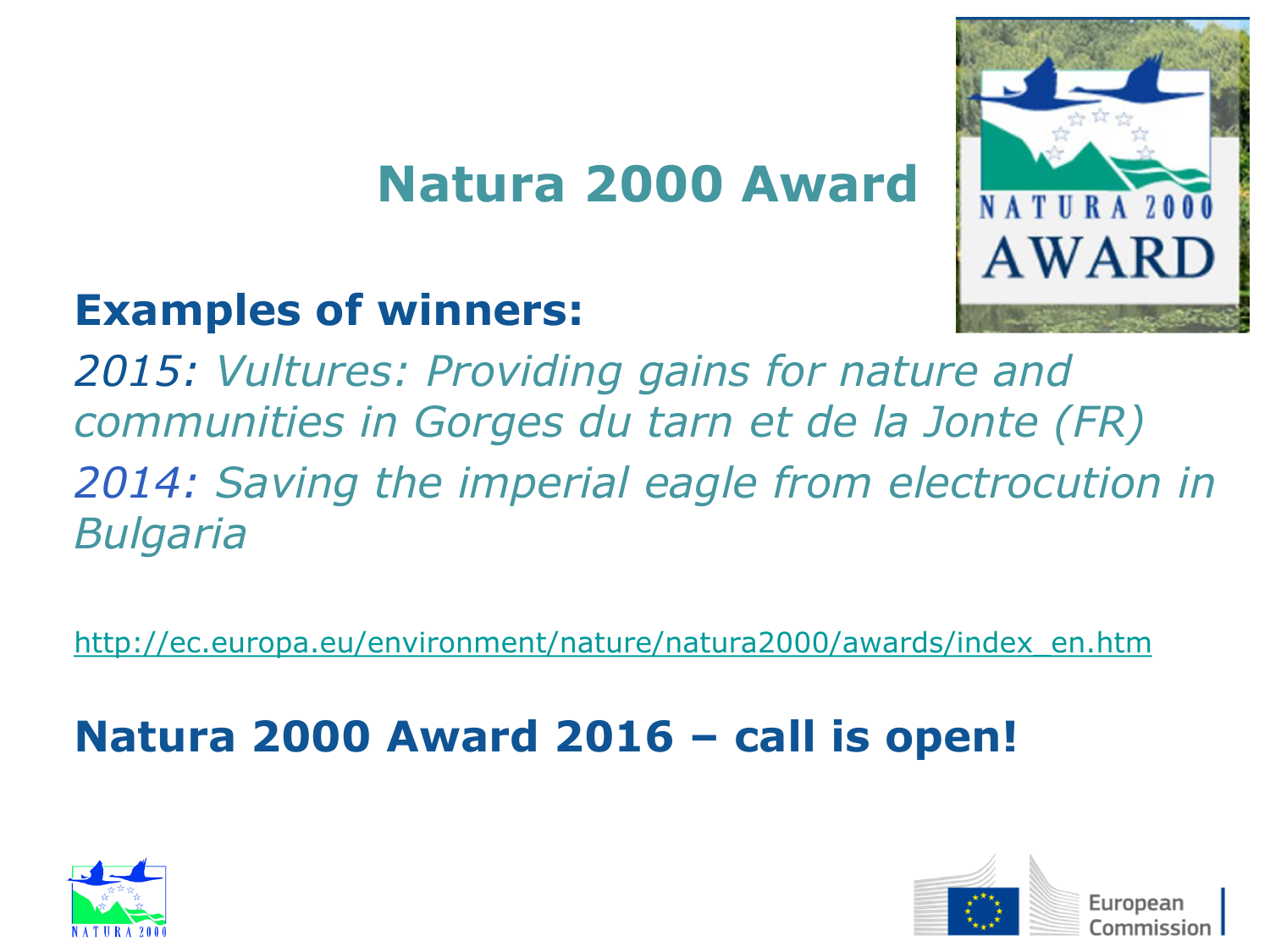# Natura 2000 Award

## Examples of winners:

*2015: Vultures: Providing gains for nature and communities in Gorges du tarn et de la Jonte (FR)*

*2014: Saving the imperial eagle from electrocution in Bulgaria*

http://ec.europa.eu/environment/nature/natura2000/awards/index_en.htm

## Natura 2000 Award 2016 – call is open!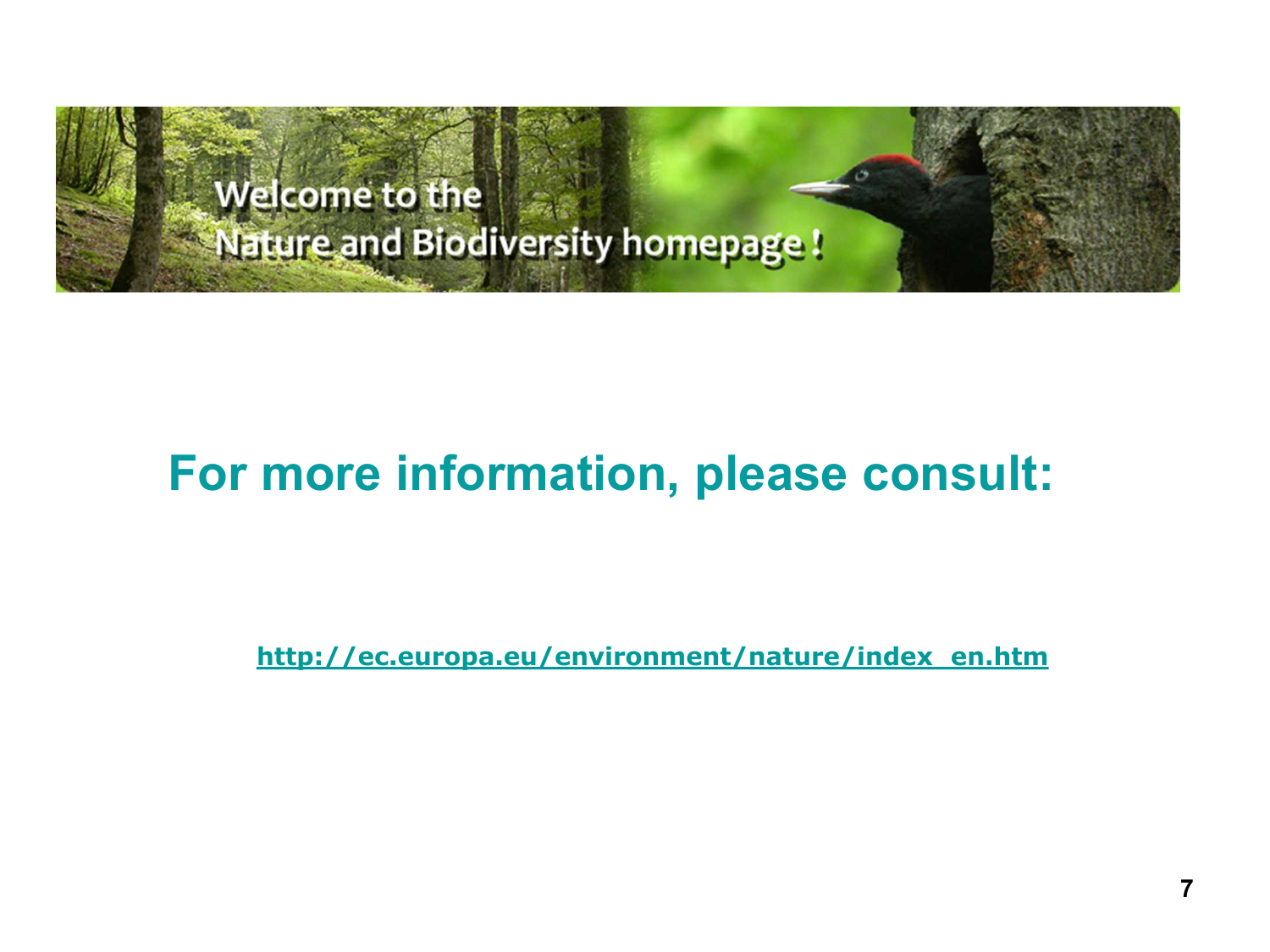Welcome to the
Nature and Biodiversity homepage !

## For more information, please consult:

http://ec.europa.eu/environment/nature/index_en.htm